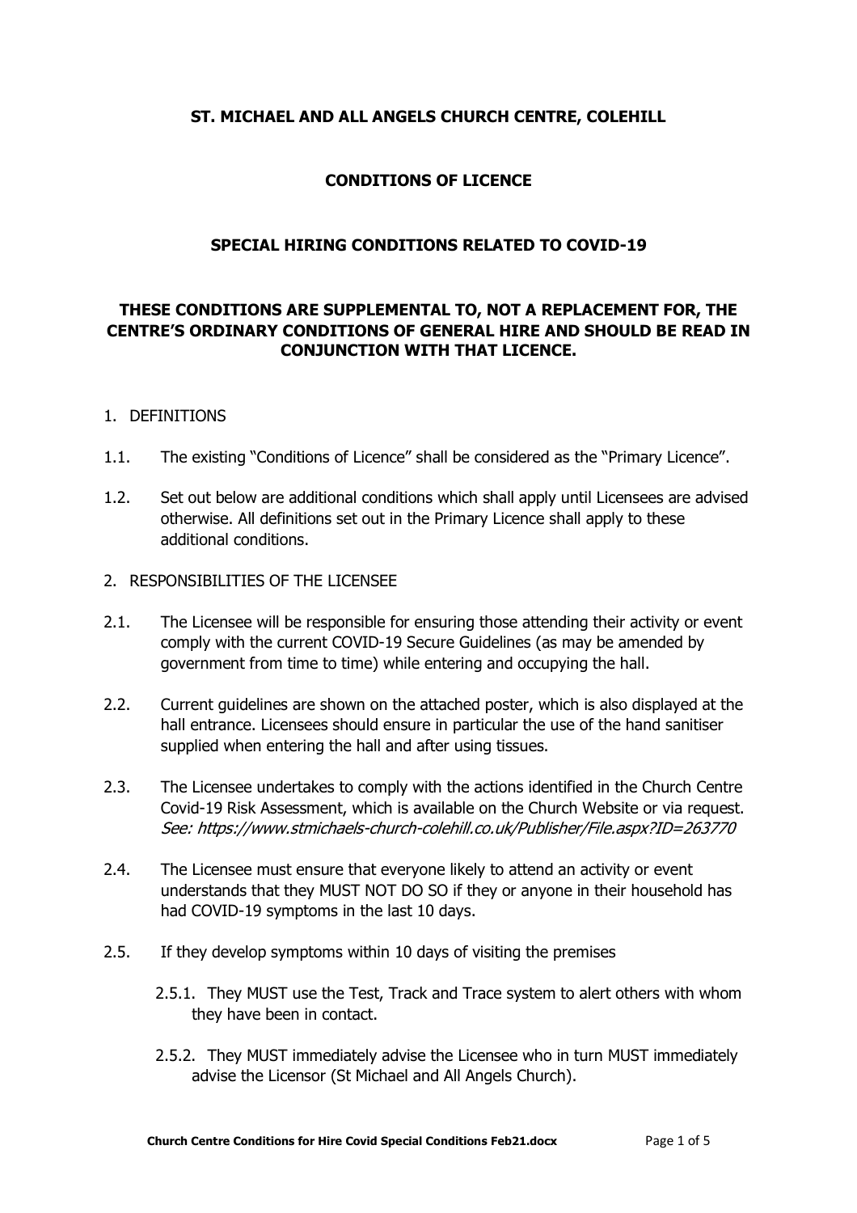# ST. MICHAEL AND ALL ANGELS CHURCH CENTRE, COLEHILL

## CONDITIONS OF LICENCE

## SPECIAL HIRING CONDITIONS RELATED TO COVID-19

**THESE CONDITIONS ARE SUPPLEMENTAL TO, NOT A REPLACEMENT FOR, THE CENTRE'S ORDINARY CONDITIONS OF GENERAL HIRE AND SHOULD BE READ IN CONJUNCTION WITH THAT LICENCE.**

1. DEFINITIONS

1.1. The existing "Conditions of Licence" shall be considered as the "Primary Licence".

1.2. Set out below are additional conditions which shall apply until Licensees are advised otherwise. All definitions set out in the Primary Licence shall apply to these additional conditions.

2. RESPONSIBILITIES OF THE LICENSEE

2.1. The Licensee will be responsible for ensuring those attending their activity or event comply with the current COVID-19 Secure Guidelines (as may be amended by government from time to time) while entering and occupying the hall.

2.2. Current guidelines are shown on the attached poster, which is also displayed at the hall entrance. Licensees should ensure in particular the use of the hand sanitiser supplied when entering the hall and after using tissues.

2.3. The Licensee undertakes to comply with the actions identified in the Church Centre Covid-19 Risk Assessment, which is available on the Church Website or via request. *See: https://www.stmichaels-church-colehill.co.uk/Publisher/File.aspx?ID=263770*

2.4. The Licensee must ensure that everyone likely to attend an activity or event understands that they MUST NOT DO SO if they or anyone in their household has had COVID-19 symptoms in the last 10 days.

2.5. If they develop symptoms within 10 days of visiting the premises

2.5.1. They MUST use the Test, Track and Trace system to alert others with whom they have been in contact.

2.5.2. They MUST immediately advise the Licensee who in turn MUST immediately advise the Licensor (St Michael and All Angels Church).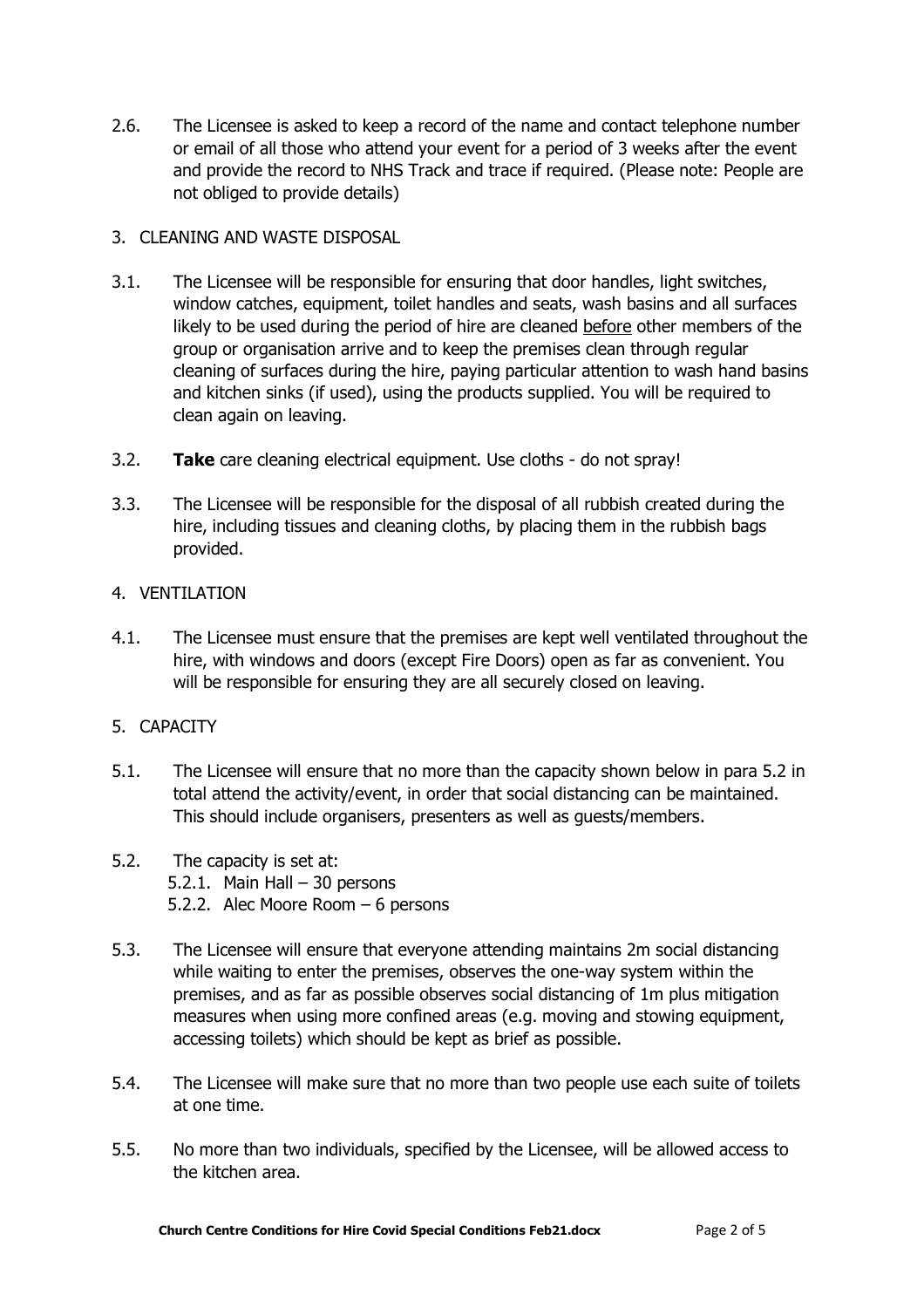2.6. The Licensee is asked to keep a record of the name and contact telephone number or email of all those who attend your event for a period of 3 weeks after the event and provide the record to NHS Track and trace if required. (Please note: People are not obliged to provide details)

3. CLEANING AND WASTE DISPOSAL

3.1. The Licensee will be responsible for ensuring that door handles, light switches, window catches, equipment, toilet handles and seats, wash basins and all surfaces likely to be used during the period of hire are cleaned <u>before</u> other members of the group or organisation arrive and to keep the premises clean through regular cleaning of surfaces during the hire, paying particular attention to wash hand basins and kitchen sinks (if used), using the products supplied. You will be required to clean again on leaving.

3.2. **Take** care cleaning electrical equipment. Use cloths - do not spray!

3.3. The Licensee will be responsible for the disposal of all rubbish created during the hire, including tissues and cleaning cloths, by placing them in the rubbish bags provided.

4. VENTILATION

4.1. The Licensee must ensure that the premises are kept well ventilated throughout the hire, with windows and doors (except Fire Doors) open as far as convenient. You will be responsible for ensuring they are all securely closed on leaving.

5. CAPACITY

5.1. The Licensee will ensure that no more than the capacity shown below in para 5.2 in total attend the activity/event, in order that social distancing can be maintained. This should include organisers, presenters as well as guests/members.

5.2. The capacity is set at:
   - 5.2.1. Main Hall – 30 persons
   - 5.2.2. Alec Moore Room – 6 persons

5.3. The Licensee will ensure that everyone attending maintains 2m social distancing while waiting to enter the premises, observes the one-way system within the premises, and as far as possible observes social distancing of 1m plus mitigation measures when using more confined areas (e.g. moving and stowing equipment, accessing toilets) which should be kept as brief as possible.

5.4. The Licensee will make sure that no more than two people use each suite of toilets at one time.

5.5. No more than two individuals, specified by the Licensee, will be allowed access to the kitchen area.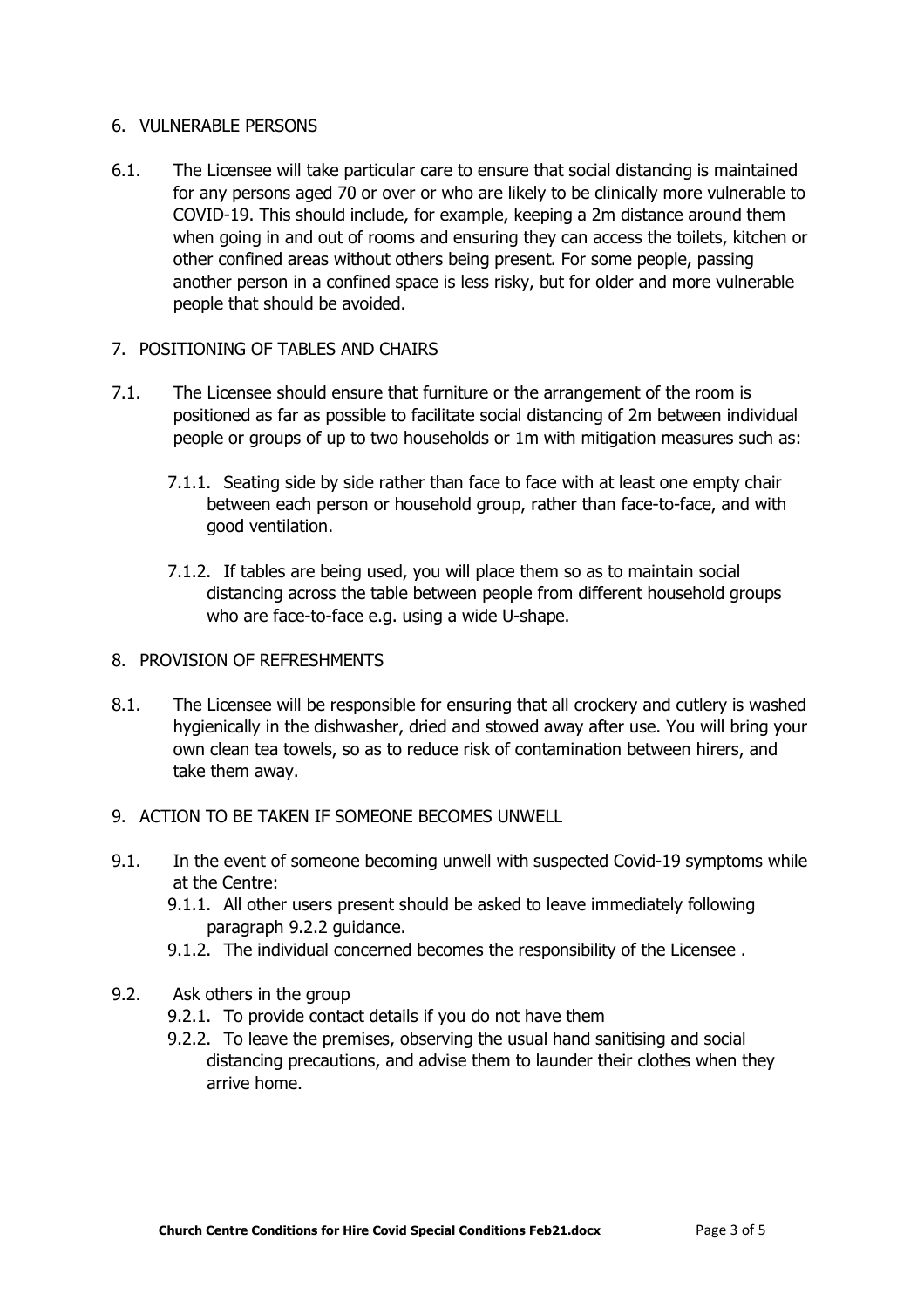## 6. VULNERABLE PERSONS

6.1. The Licensee will take particular care to ensure that social distancing is maintained for any persons aged 70 or over or who are likely to be clinically more vulnerable to COVID-19. This should include, for example, keeping a 2m distance around them when going in and out of rooms and ensuring they can access the toilets, kitchen or other confined areas without others being present. For some people, passing another person in a confined space is less risky, but for older and more vulnerable people that should be avoided.

## 7. POSITIONING OF TABLES AND CHAIRS

7.1. The Licensee should ensure that furniture or the arrangement of the room is positioned as far as possible to facilitate social distancing of 2m between individual people or groups of up to two households or 1m with mitigation measures such as:

- 7.1.1. Seating side by side rather than face to face with at least one empty chair between each person or household group, rather than face-to-face, and with good ventilation.
- 7.1.2. If tables are being used, you will place them so as to maintain social distancing across the table between people from different household groups who are face-to-face e.g. using a wide U-shape.

## 8. PROVISION OF REFRESHMENTS

8.1. The Licensee will be responsible for ensuring that all crockery and cutlery is washed hygienically in the dishwasher, dried and stowed away after use. You will bring your own clean tea towels, so as to reduce risk of contamination between hirers, and take them away.

## 9. ACTION TO BE TAKEN IF SOMEONE BECOMES UNWELL

9.1. In the event of someone becoming unwell with suspected Covid-19 symptoms while at the Centre:

- 9.1.1. All other users present should be asked to leave immediately following paragraph 9.2.2 guidance.
- 9.1.2. The individual concerned becomes the responsibility of the Licensee .

9.2. Ask others in the group

- 9.2.1. To provide contact details if you do not have them
- 9.2.2. To leave the premises, observing the usual hand sanitising and social distancing precautions, and advise them to launder their clothes when they arrive home.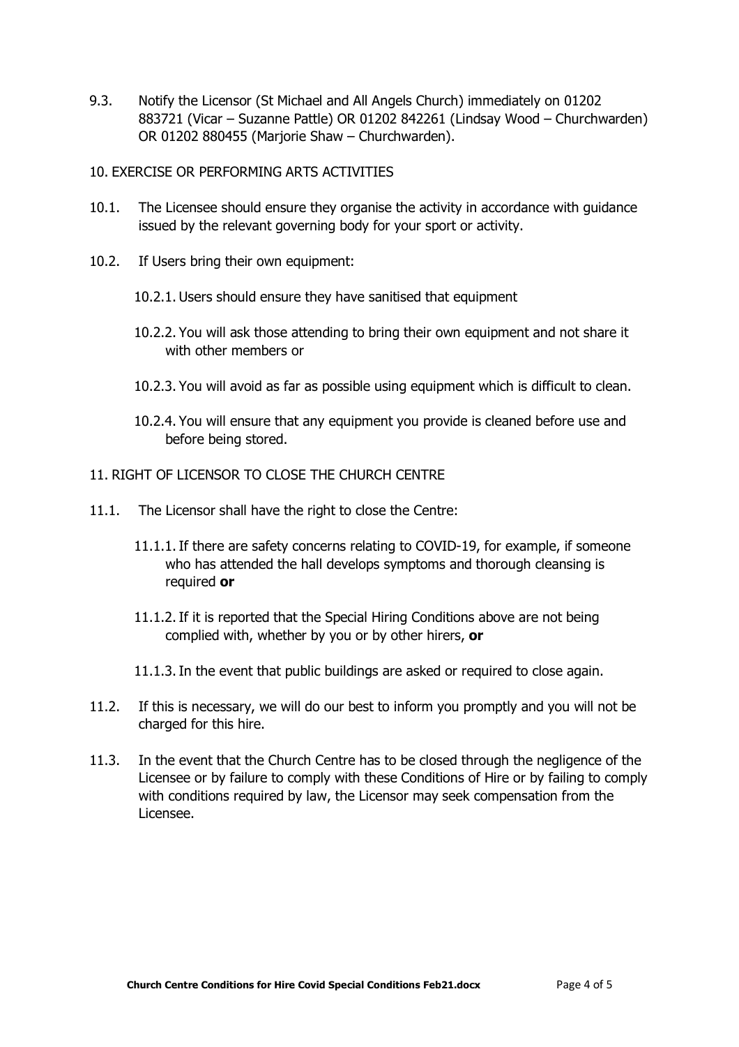9.3. Notify the Licensor (St Michael and All Angels Church) immediately on 01202 883721 (Vicar – Suzanne Pattle) OR 01202 842261 (Lindsay Wood – Churchwarden) OR 01202 880455 (Marjorie Shaw – Churchwarden).

## 10. EXERCISE OR PERFORMING ARTS ACTIVITIES

10.1. The Licensee should ensure they organise the activity in accordance with guidance issued by the relevant governing body for your sport or activity.

10.2. If Users bring their own equipment:

10.2.1. Users should ensure they have sanitised that equipment

10.2.2. You will ask those attending to bring their own equipment and not share it with other members or

10.2.3. You will avoid as far as possible using equipment which is difficult to clean.

10.2.4. You will ensure that any equipment you provide is cleaned before use and before being stored.

## 11. RIGHT OF LICENSOR TO CLOSE THE CHURCH CENTRE

11.1. The Licensor shall have the right to close the Centre:

11.1.1. If there are safety concerns relating to COVID-19, for example, if someone who has attended the hall develops symptoms and thorough cleansing is required **or**

11.1.2. If it is reported that the Special Hiring Conditions above are not being complied with, whether by you or by other hirers, **or**

11.1.3. In the event that public buildings are asked or required to close again.

11.2. If this is necessary, we will do our best to inform you promptly and you will not be charged for this hire.

11.3. In the event that the Church Centre has to be closed through the negligence of the Licensee or by failure to comply with these Conditions of Hire or by failing to comply with conditions required by law, the Licensor may seek compensation from the Licensee.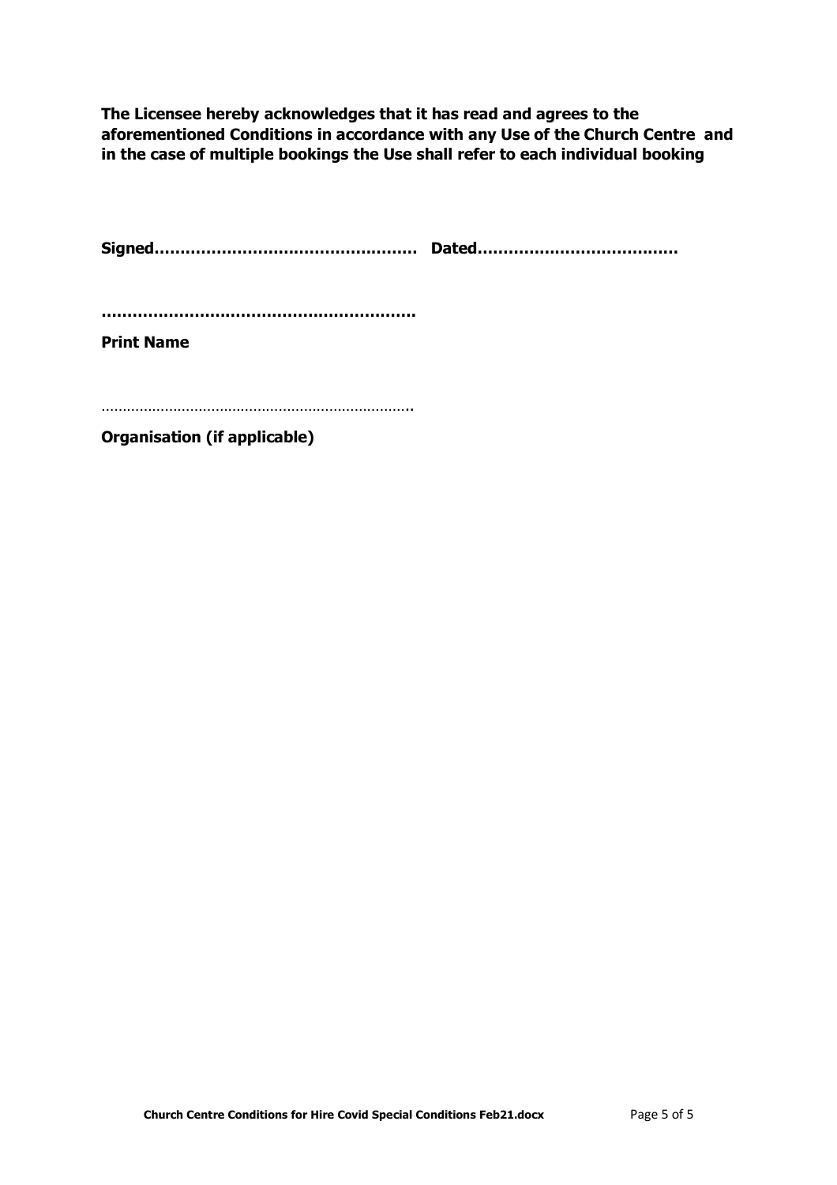**The Licensee hereby acknowledges that it has read and agrees to the aforementioned Conditions in accordance with any Use of the Church Centre and in the case of multiple bookings the Use shall refer to each individual booking**

**Signed…………………………………………… Dated…………………………………**

**…………………………………………………….**

**Print Name**

………………………………………………………………..

**Organisation (if applicable)**